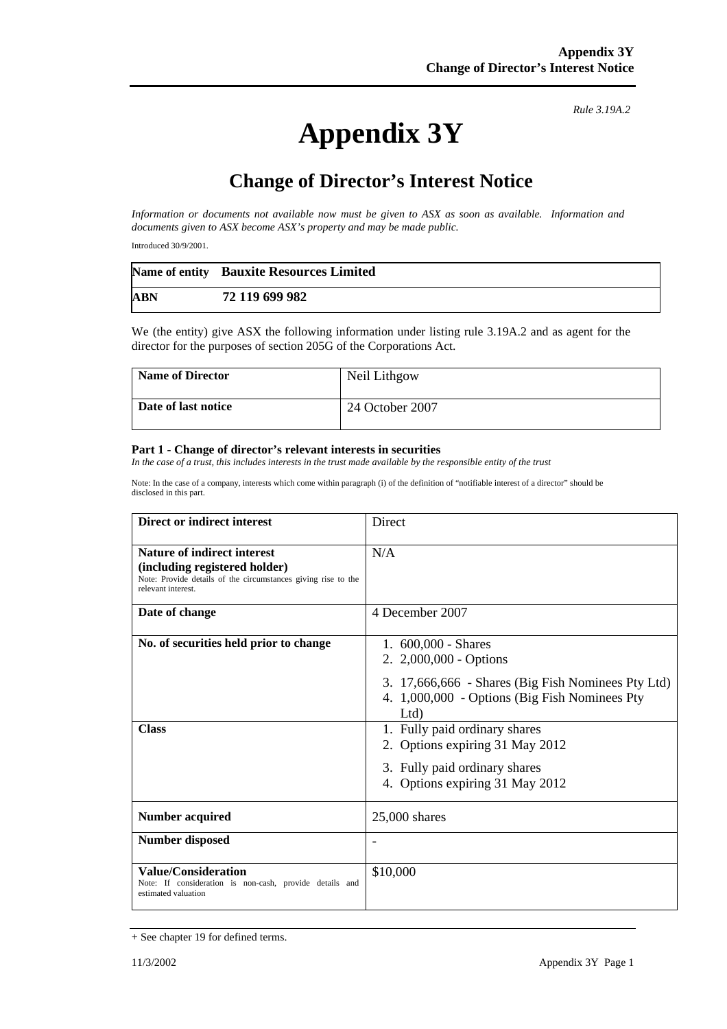*Rule 3.19A.2*

# Appendix 3Y

## Change of Director's Interest Notice

*Information or documents not available now must be given to ASX as soon as available. Information and documents given to ASX become ASX's property and may be made public.*

Introduced 30/9/2001.

| | |
|---|---|
| **Name of entity** | **Bauxite Resources Limited** |
| **ABN** | **72 119 699 982** |

We (the entity) give ASX the following information under listing rule 3.19A.2 and as agent for the director for the purposes of section 205G of the Corporations Act.

| | |
|---|---|
| **Name of Director** | Neil Lithgow |
| **Date of last notice** | 24 October 2007 |

### Part 1 - Change of director's relevant interests in securities

*In the case of a trust, this includes interests in the trust made available by the responsible entity of the trust*

Note: In the case of a company, interests which come within paragraph (i) of the definition of "notifiable interest of a director" should be disclosed in this part.

| | |
|---|---|
| **Direct or indirect interest** | Direct |
| **Nature of indirect interest (including registered holder)** Note: Provide details of the circumstances giving rise to the relevant interest. | N/A |
| **Date of change** | 4 December 2007 |
| **No. of securities held prior to change** | 1. 600,000 - Shares<br>2. 2,000,000 - Options<br>3. 17,666,666 - Shares (Big Fish Nominees Pty Ltd)<br>4. 1,000,000 - Options (Big Fish Nominees Pty Ltd) |
| **Class** | 1. Fully paid ordinary shares<br>2. Options expiring 31 May 2012<br>3. Fully paid ordinary shares<br>4. Options expiring 31 May 2012 |
| **Number acquired** | 25,000 shares |
| **Number disposed** | - |
| **Value/Consideration** Note: If consideration is non-cash, provide details and estimated valuation | $10,000 |

+ See chapter 19 for defined terms.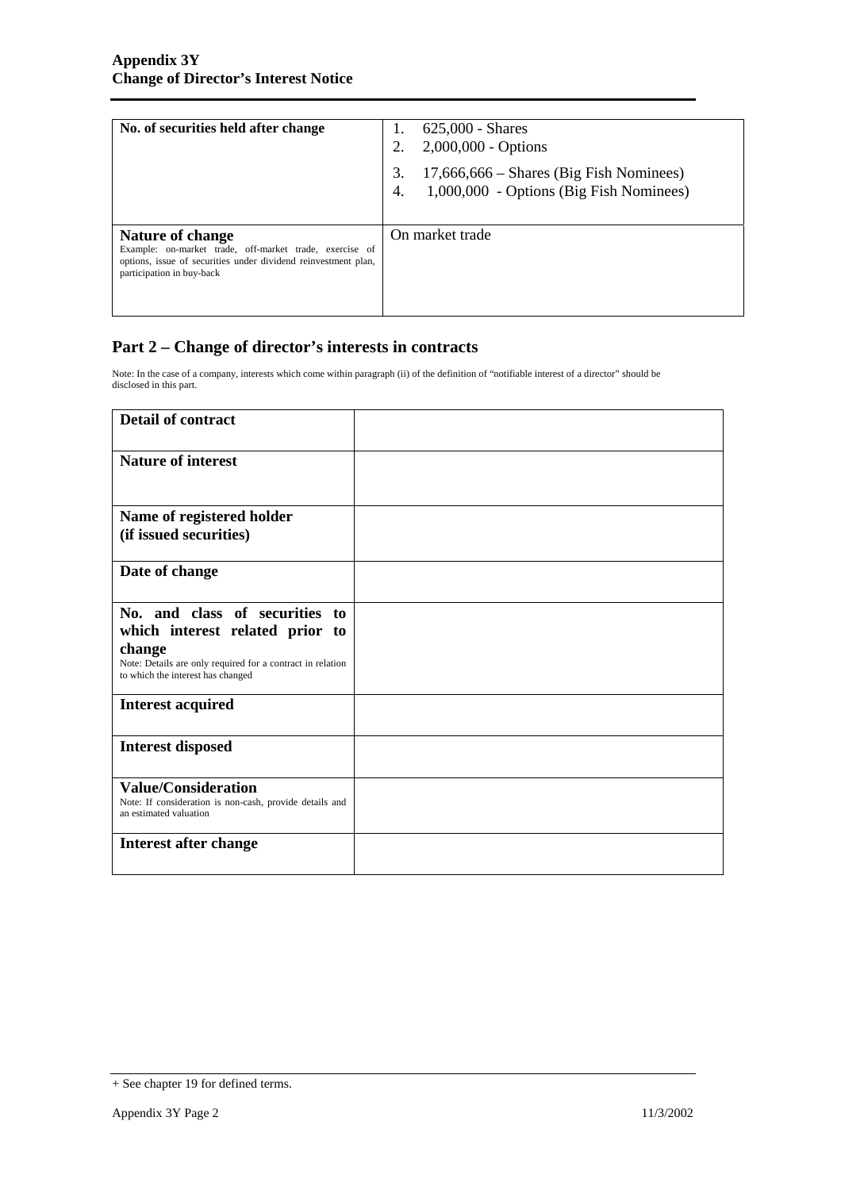| | |
|---|---|
| **No. of securities held after change** | 1. 625,000 - Shares<br>2. 2,000,000 - Options<br>3. 17,666,666 – Shares (Big Fish Nominees)<br>4. 1,000,000 - Options (Big Fish Nominees) |
| **Nature of change**<br>Example: on-market trade, off-market trade, exercise of options, issue of securities under dividend reinvestment plan, participation in buy-back | On market trade |

## Part 2 – Change of director's interests in contracts

Note: In the case of a company, interests which come within paragraph (ii) of the definition of "notifiable interest of a director" should be disclosed in this part.

| | |
|---|---|
| **Detail of contract** | |
| **Nature of interest** | |
| **Name of registered holder (if issued securities)** | |
| **Date of change** | |
| **No. and class of securities to which interest related prior to change**<br>Note: Details are only required for a contract in relation to which the interest has changed | |
| **Interest acquired** | |
| **Interest disposed** | |
| **Value/Consideration**<br>Note: If consideration is non-cash, provide details and an estimated valuation | |
| **Interest after change** | |

+ See chapter 19 for defined terms.